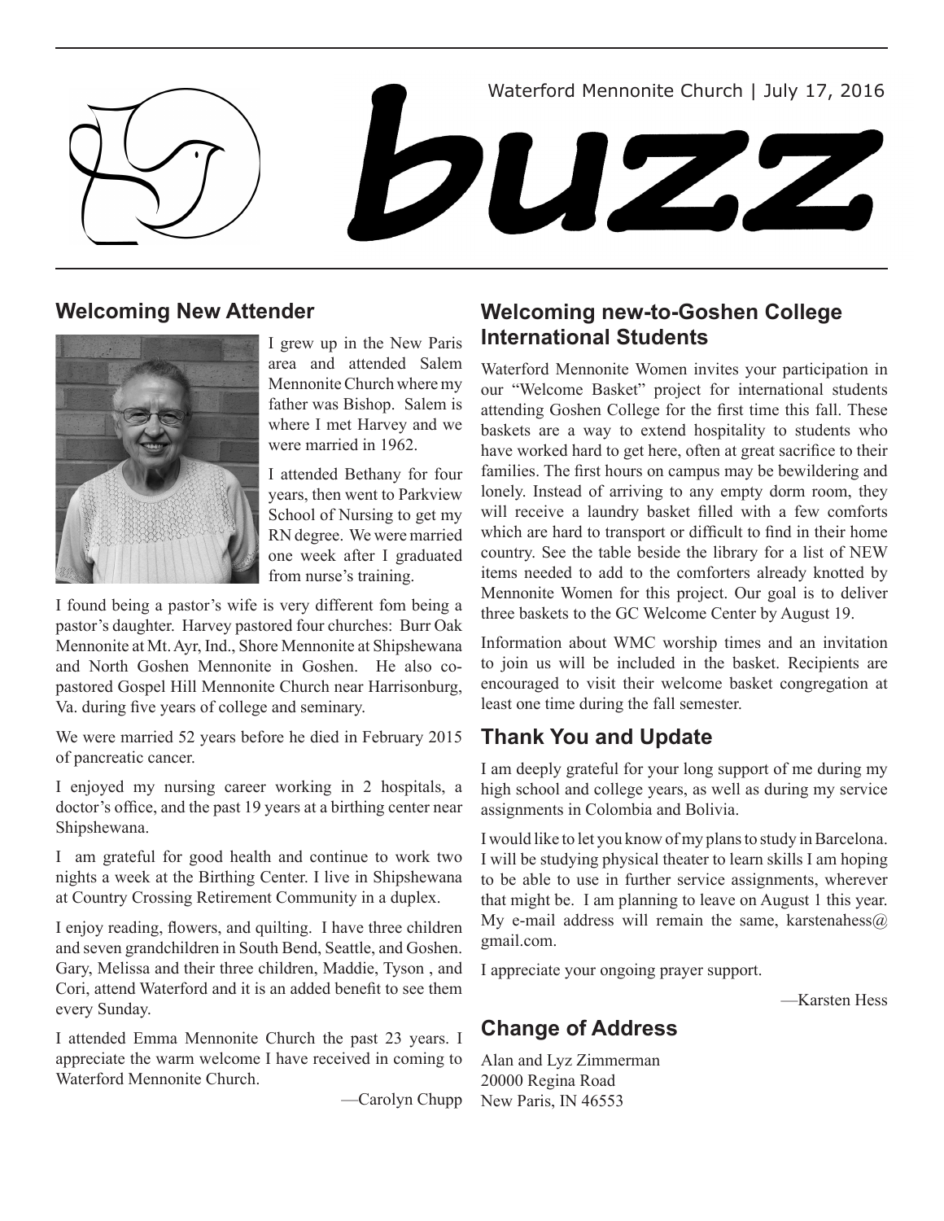Waterford Mennonite Church | July 17, 2016

# buzz

## Welcoming New Attender

I grew up in the New Paris area and attended Salem Mennonite Church where my father was Bishop. Salem is where I met Harvey and we were married in 1962.

I attended Bethany for four years, then went to Parkview School of Nursing to get my RN degree. We were married one week after I graduated from nurse's training.

I found being a pastor's wife is very different fom being a pastor's daughter. Harvey pastored four churches: Burr Oak Mennonite at Mt. Ayr, Ind., Shore Mennonite at Shipshewana and North Goshen Mennonite in Goshen. He also co-pastored Gospel Hill Mennonite Church near Harrisonburg, Va. during five years of college and seminary.

We were married 52 years before he died in February 2015 of pancreatic cancer.

I enjoyed my nursing career working in 2 hospitals, a doctor's office, and the past 19 years at a birthing center near Shipshewana.

I am grateful for good health and continue to work two nights a week at the Birthing Center. I live in Shipshewana at Country Crossing Retirement Community in a duplex.

I enjoy reading, flowers, and quilting. I have three children and seven grandchildren in South Bend, Seattle, and Goshen. Gary, Melissa and their three children, Maddie, Tyson , and Cori, attend Waterford and it is an added benefit to see them every Sunday.

I attended Emma Mennonite Church the past 23 years. I appreciate the warm welcome I have received in coming to Waterford Mennonite Church.

—Carolyn Chupp

## Welcoming new-to-Goshen College International Students

Waterford Mennonite Women invites your participation in our "Welcome Basket" project for international students attending Goshen College for the first time this fall. These baskets are a way to extend hospitality to students who have worked hard to get here, often at great sacrifice to their families. The first hours on campus may be bewildering and lonely. Instead of arriving to any empty dorm room, they will receive a laundry basket filled with a few comforts which are hard to transport or difficult to find in their home country. See the table beside the library for a list of NEW items needed to add to the comforters already knotted by Mennonite Women for this project. Our goal is to deliver three baskets to the GC Welcome Center by August 19.

Information about WMC worship times and an invitation to join us will be included in the basket. Recipients are encouraged to visit their welcome basket congregation at least one time during the fall semester.

## Thank You and Update

I am deeply grateful for your long support of me during my high school and college years, as well as during my service assignments in Colombia and Bolivia.

I would like to let you know of my plans to study in Barcelona. I will be studying physical theater to learn skills I am hoping to be able to use in further service assignments, wherever that might be. I am planning to leave on August 1 this year. My e-mail address will remain the same, karstenahess@gmail.com.

I appreciate your ongoing prayer support.

—Karsten Hess

## Change of Address

Alan and Lyz Zimmerman
20000 Regina Road
New Paris, IN 46553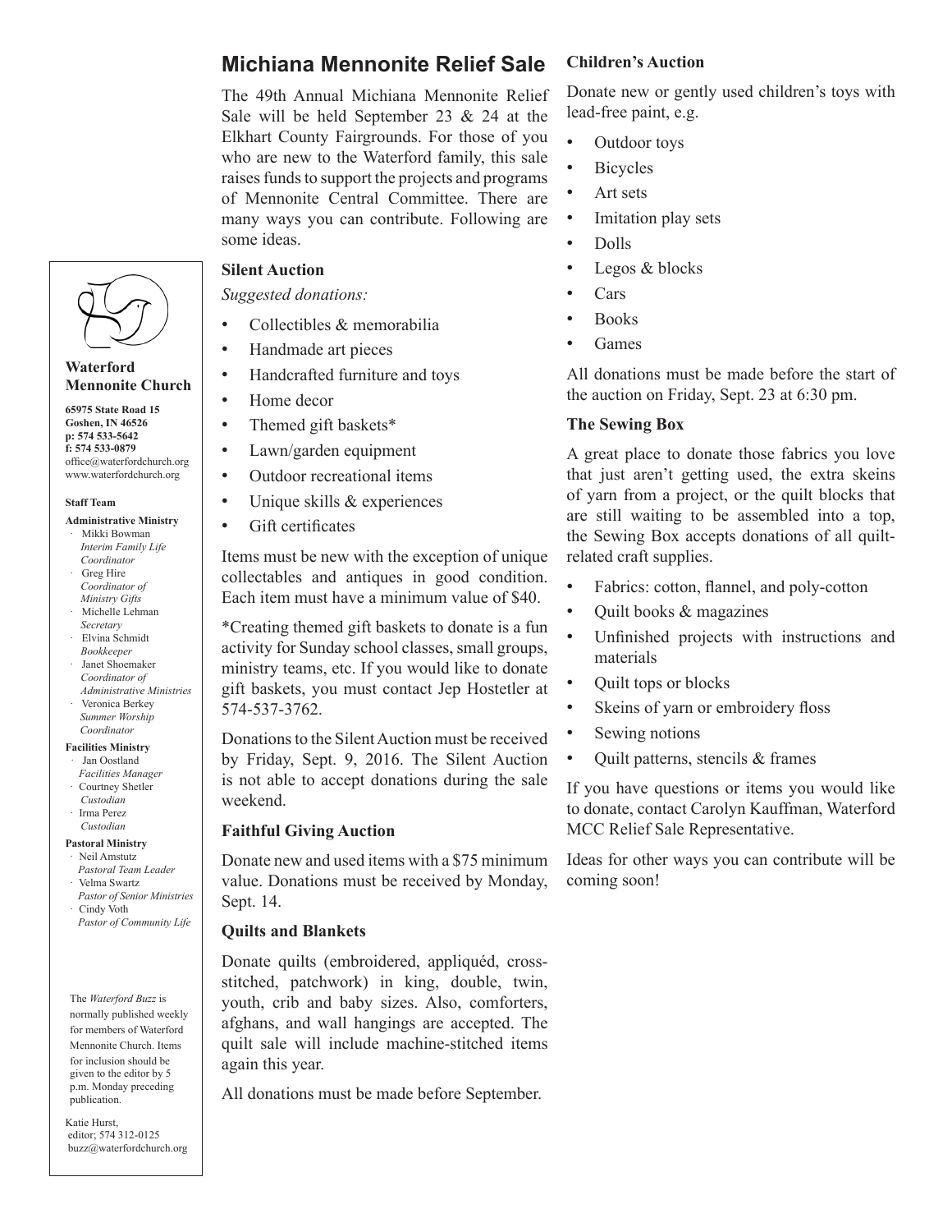# Michiana Mennonite Relief Sale

The 49th Annual Michiana Mennonite Relief Sale will be held September 23 & 24 at the Elkhart County Fairgrounds. For those of you who are new to the Waterford family, this sale raises funds to support the projects and programs of Mennonite Central Committee. There are many ways you can contribute. Following are some ideas.

### Silent Auction

*Suggested donations:*

- Collectibles & memorabilia
- Handmade art pieces
- Handcrafted furniture and toys
- Home decor
- Themed gift baskets*
- Lawn/garden equipment
- Outdoor recreational items
- Unique skills & experiences
- Gift certificates

Items must be new with the exception of unique collectables and antiques in good condition. Each item must have a minimum value of $40.

*Creating themed gift baskets to donate is a fun activity for Sunday school classes, small groups, ministry teams, etc. If you would like to donate gift baskets, you must contact Jep Hostetler at 574-537-3762.

Donations to the Silent Auction must be received by Friday, Sept. 9, 2016. The Silent Auction is not able to accept donations during the sale weekend.

### Faithful Giving Auction

Donate new and used items with a $75 minimum value. Donations must be received by Monday, Sept. 14.

### Quilts and Blankets

Donate quilts (embroidered, appliquéd, cross-stitched, patchwork) in king, double, twin, youth, crib and baby sizes. Also, comforters, afghans, and wall hangings are accepted. The quilt sale will include machine-stitched items again this year.

All donations must be made before September.

### Children's Auction

Donate new or gently used children's toys with lead-free paint, e.g.

- Outdoor toys
- Bicycles
- Art sets
- Imitation play sets
- Dolls
- Legos & blocks
- Cars
- Books
- Games

All donations must be made before the start of the auction on Friday, Sept. 23 at 6:30 pm.

### The Sewing Box

A great place to donate those fabrics you love that just aren't getting used, the extra skeins of yarn from a project, or the quilt blocks that are still waiting to be assembled into a top, the Sewing Box accepts donations of all quilt-related craft supplies.

- Fabrics: cotton, flannel, and poly-cotton
- Quilt books & magazines
- Unfinished projects with instructions and materials
- Quilt tops or blocks
- Skeins of yarn or embroidery floss
- Sewing notions
- Quilt patterns, stencils & frames

If you have questions or items you would like to donate, contact Carolyn Kauffman, Waterford MCC Relief Sale Representative.

Ideas for other ways you can contribute will be coming soon!

---

**Waterford Mennonite Church**

**65975 State Road 15**
**Goshen, IN 46526**
**p: 574 533-5642**
**f: 574 533-0879**
office@waterfordchurch.org
www.waterfordchurch.org

**Staff Team**

**Administrative Ministry**
- Mikki Bowman, *Interim Family Life Coordinator*
- Greg Hire, *Coordinator of Ministry Gifts*
- Michelle Lehman, *Secretary*
- Elvina Schmidt, *Bookkeeper*
- Janet Shoemaker, *Coordinator of Administrative Ministries*
- Veronica Berkey, *Summer Worship Coordinator*

**Facilities Ministry**
- Jan Oostland, *Facilities Manager*
- Courtney Shetler, *Custodian*
- Irma Perez, *Custodian*

**Pastoral Ministry**
- Neil Amstutz, *Pastoral Team Leader*
- Velma Swartz, *Pastor of Senior Ministries*
- Cindy Voth, *Pastor of Community Life*

The *Waterford Buzz* is normally published weekly for members of Waterford Mennonite Church. Items for inclusion should be given to the editor by 5 p.m. Monday preceding publication.

Katie Hurst, editor; 574 312-0125
buzz@waterfordchurch.org